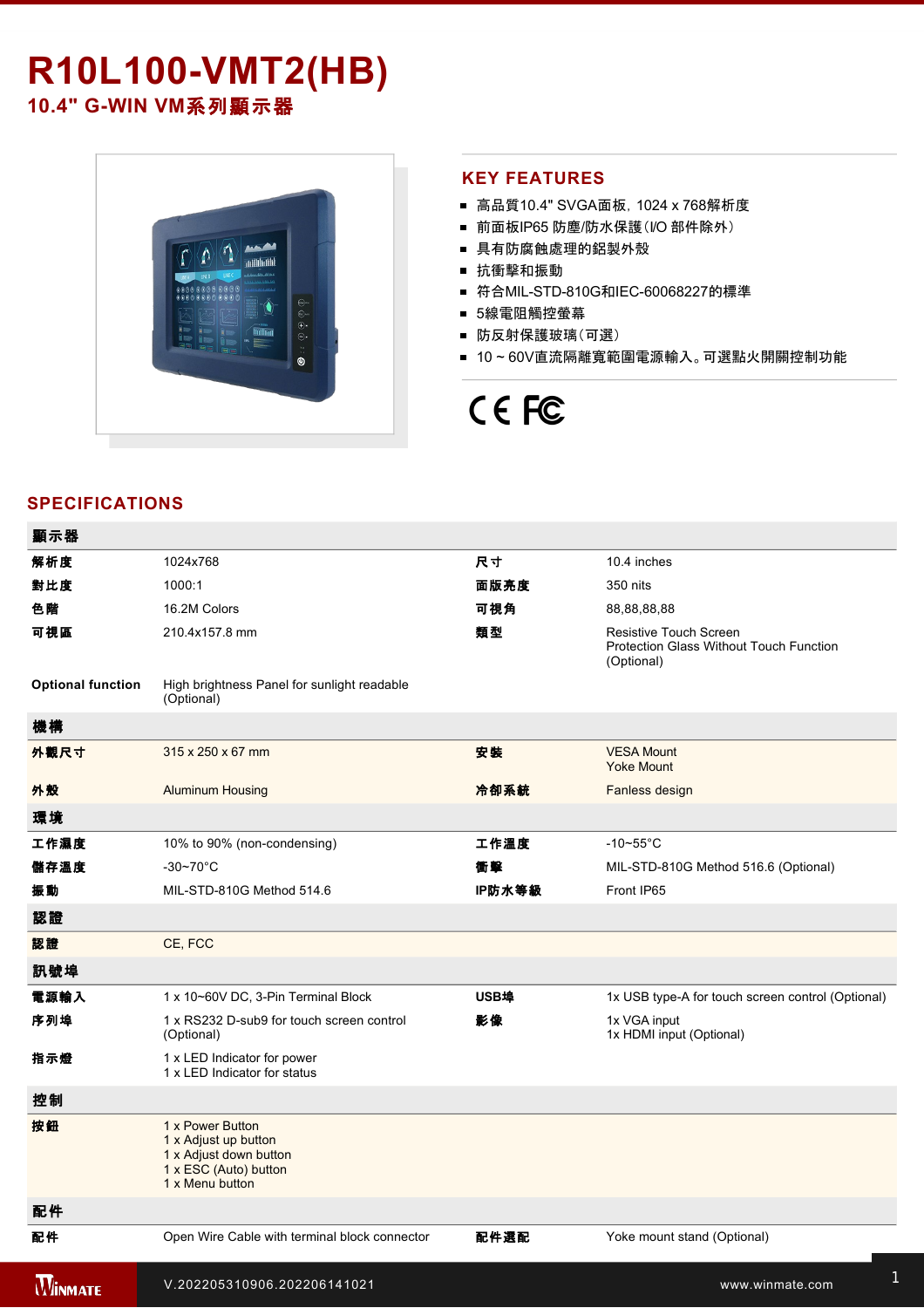# R10L100-VMT2(HB)

## 10.4" G-WIN VM系列顯示器

## KEY FEATURES

- 高品質10.4" SVGA面板, 1024 x 768解析度
- 前面板IP65 防塵/防水保護(I/O 部件除外)
- 具有防腐蝕處理的鋁製外殼
- 抗衝擊和振動
- 符合MIL-STD-810G和IEC-60068227的標準
- 5線電阻觸控螢幕
- 防反射保護玻璃(可選)
- 10 ~ 60V直流隔離寬範圍電源輸入。可選點火開關控制功能

CE FC

## SPECIFICATIONS

| | | | |
|---|---|---|---|
| **顯示器** | | | |
| **解析度** | 1024x768 | **尺寸** | 10.4 inches |
| **對比度** | 1000:1 | **面版亮度** | 350 nits |
| **色階** | 16.2M Colors | **可視角** | 88,88,88,88 |
| **可視區** | 210.4x157.8 mm | **類型** | Resistive Touch Screen<br>Protection Glass Without Touch Function (Optional) |
| **Optional function** | High brightness Panel for sunlight readable (Optional) | | |
| **機構** | | | |
| **外觀尺寸** | 315 x 250 x 67 mm | **安裝** | VESA Mount<br>Yoke Mount |
| **外殼** | Aluminum Housing | **冷卻系統** | Fanless design |
| **環境** | | | |
| **工作濕度** | 10% to 90% (non-condensing) | **工作溫度** | -10~55°C |
| **儲存溫度** | -30~70°C | **衝擊** | MIL-STD-810G Method 516.6 (Optional) |
| **振動** | MIL-STD-810G Method 514.6 | **IP防水等級** | Front IP65 |
| **認證** | | | |
| **認證** | CE, FCC | | |
| **訊號埠** | | | |
| **電源輸入** | 1 x 10~60V DC, 3-Pin Terminal Block | **USB埠** | 1x USB type-A for touch screen control (Optional) |
| **序列埠** | 1 x RS232 D-sub9 for touch screen control (Optional) | **影像** | 1x VGA input<br>1x HDMI input (Optional) |
| **指示燈** | 1 x LED Indicator for power<br>1 x LED Indicator for status | | |
| **控制** | | | |
| **按鈕** | 1 x Power Button<br>1 x Adjust up button<br>1 x Adjust down button<br>1 x ESC (Auto) button<br>1 x Menu button | | |
| **配件** | | | |
| **配件** | Open Wire Cable with terminal block connector | **配件選配** | Yoke mount stand (Optional) |

WINMATE V.202205310906.202206141021 www.winmate.com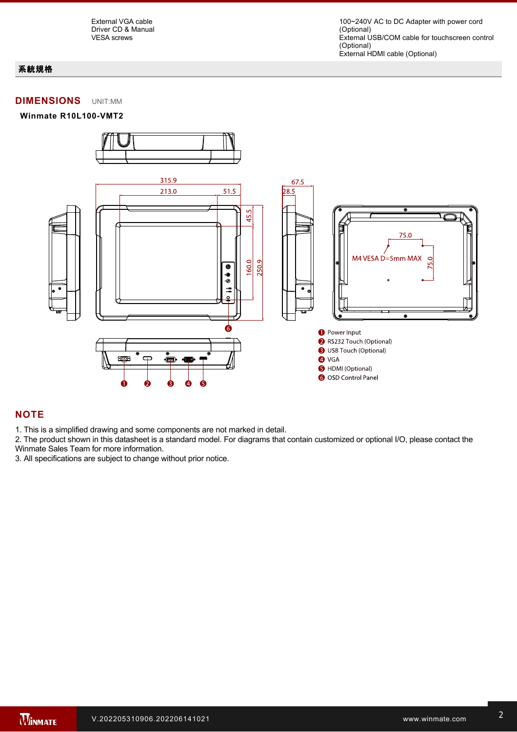External VGA cable
Driver CD & Manual
VESA screws

100~240V AC to DC Adapter with power cord (Optional)
External USB/COM cable for touchscreen control (Optional)
External HDMI cable (Optional)

## 系統規格

## DIMENSIONS UNIT:MM

**Winmate R10L100-VMT2**

315.9
213.0
51.5
67.5
28.5
45.5
160.0
250.9
75.0
M4 VESA D=5mm MAX
75.0

1. Power Input
2. RS232 Touch (Optional)
3. USB Touch (Optional)
4. VGA
5. HDMI (Optional)
6. OSD Control Panel

## NOTE

1. This is a simplified drawing and some components are not marked in detail.
2. The product shown in this datasheet is a standard model. For diagrams that contain customized or optional I/O, please contact the Winmate Sales Team for more information.
3. All specifications are subject to change without prior notice.